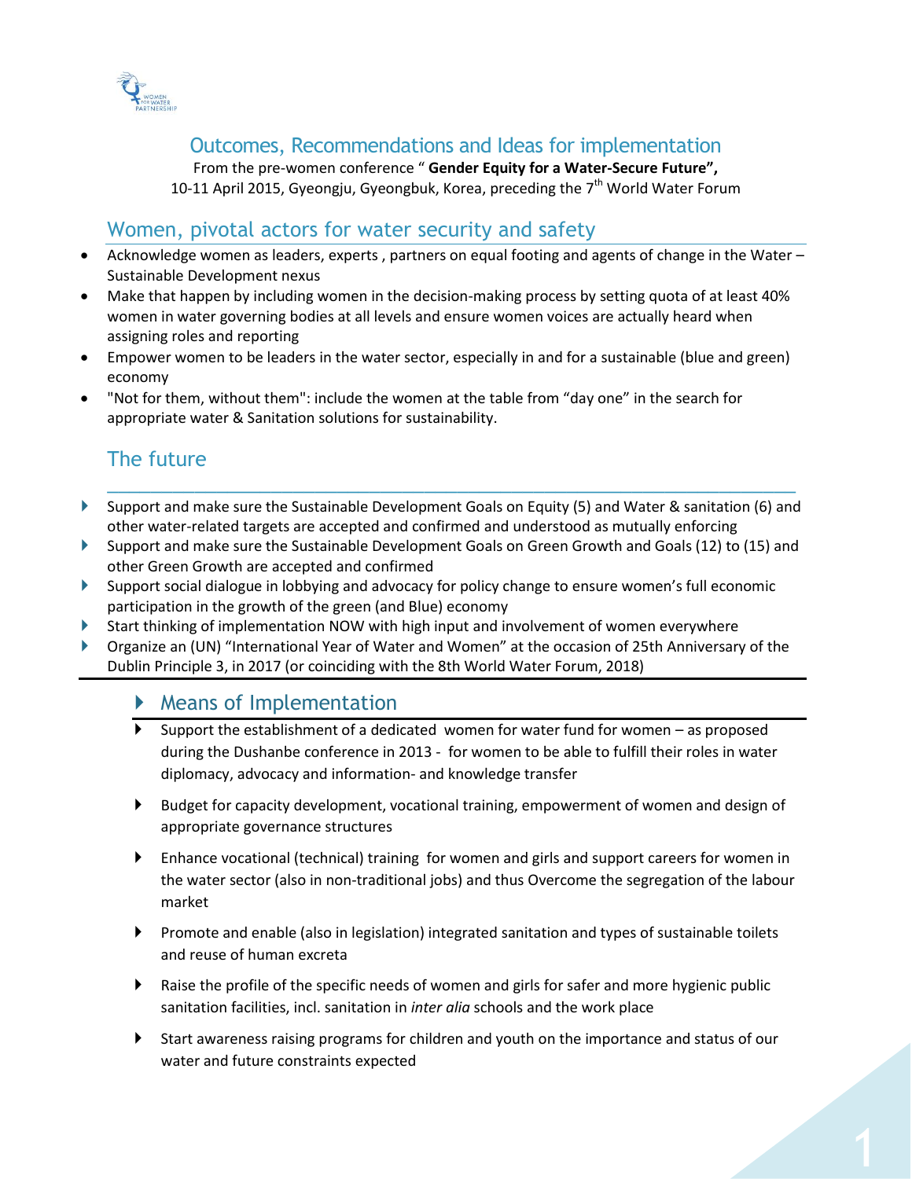# Outcomes, Recommendations and Ideas for implementation

From the pre-women conference " **Gender Equity for a Water-Secure Future",**
10-11 April 2015, Gyeongju, Gyeongbuk, Korea, preceding the 7th World Water Forum

## Women, pivotal actors for water security and safety

- Acknowledge women as leaders, experts , partners on equal footing and agents of change in the Water – Sustainable Development nexus
- Make that happen by including women in the decision-making process by setting quota of at least 40% women in water governing bodies at all levels and ensure women voices are actually heard when assigning roles and reporting
- Empower women to be leaders in the water sector, especially in and for a sustainable (blue and green) economy
- "Not for them, without them": include the women at the table from "day one" in the search for appropriate water & Sanitation solutions for sustainability.

## The future

- Support and make sure the Sustainable Development Goals on Equity (5) and Water & sanitation (6) and other water-related targets are accepted and confirmed and understood as mutually enforcing
- Support and make sure the Sustainable Development Goals on Green Growth and Goals (12) to (15) and other Green Growth are accepted and confirmed
- Support social dialogue in lobbying and advocacy for policy change to ensure women's full economic participation in the growth of the green (and Blue) economy
- Start thinking of implementation NOW with high input and involvement of women everywhere
- Organize an (UN) "International Year of Water and Women" at the occasion of 25th Anniversary of the Dublin Principle 3, in 2017 (or coinciding with the 8th World Water Forum, 2018)

### Means of Implementation

- Support the establishment of a dedicated women for water fund for women – as proposed during the Dushanbe conference in 2013 - for women to be able to fulfill their roles in water diplomacy, advocacy and information- and knowledge transfer
- Budget for capacity development, vocational training, empowerment of women and design of appropriate governance structures
- Enhance vocational (technical) training for women and girls and support careers for women in the water sector (also in non-traditional jobs) and thus Overcome the segregation of the labour market
- Promote and enable (also in legislation) integrated sanitation and types of sustainable toilets and reuse of human excreta
- Raise the profile of the specific needs of women and girls for safer and more hygienic public sanitation facilities, incl. sanitation in *inter alia* schools and the work place
- Start awareness raising programs for children and youth on the importance and status of our water and future constraints expected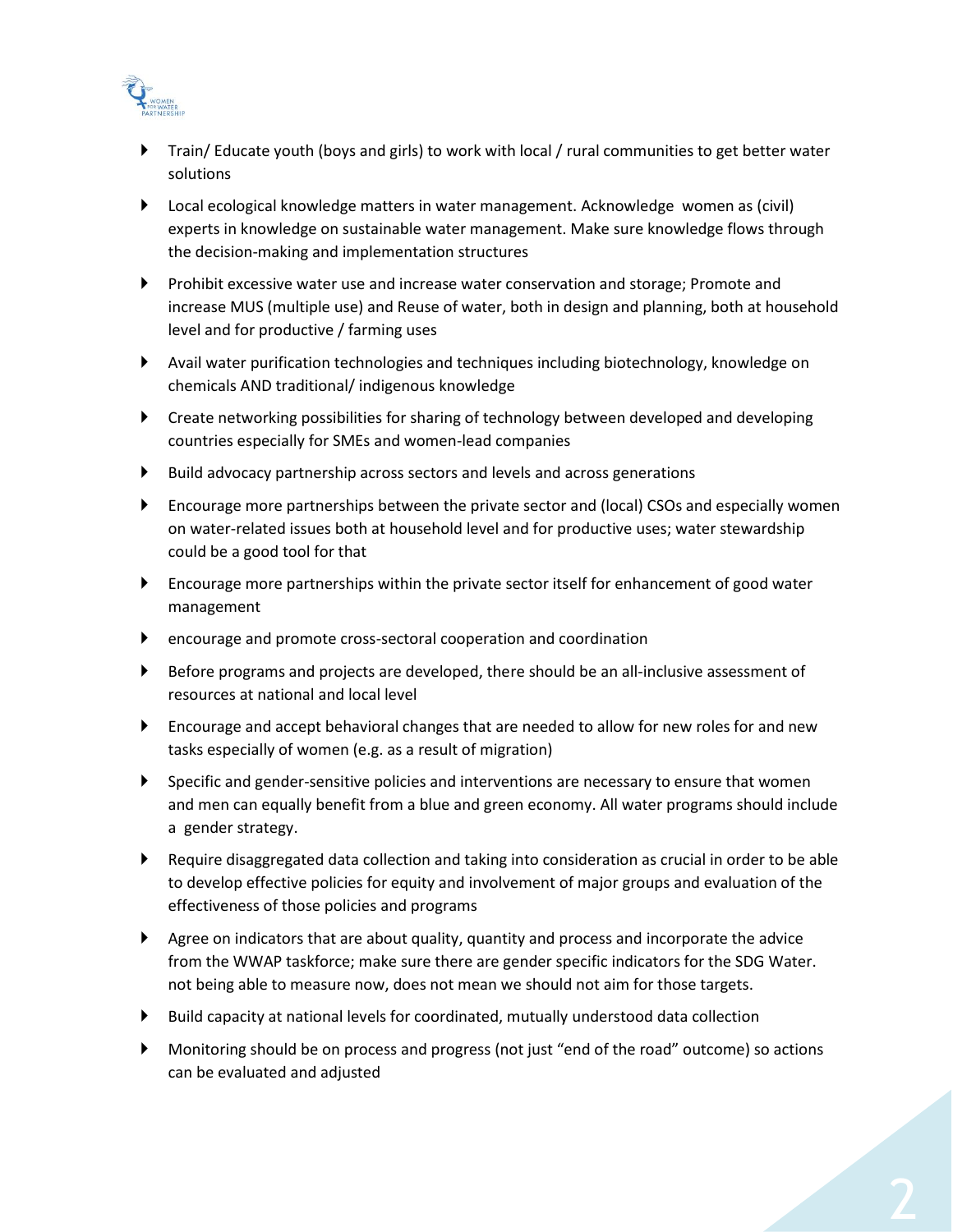- Train/ Educate youth (boys and girls) to work with local / rural communities to get better water solutions
- Local ecological knowledge matters in water management. Acknowledge women as (civil) experts in knowledge on sustainable water management. Make sure knowledge flows through the decision-making and implementation structures
- Prohibit excessive water use and increase water conservation and storage; Promote and increase MUS (multiple use) and Reuse of water, both in design and planning, both at household level and for productive / farming uses
- Avail water purification technologies and techniques including biotechnology, knowledge on chemicals AND traditional/ indigenous knowledge
- Create networking possibilities for sharing of technology between developed and developing countries especially for SMEs and women-lead companies
- Build advocacy partnership across sectors and levels and across generations
- Encourage more partnerships between the private sector and (local) CSOs and especially women on water-related issues both at household level and for productive uses; water stewardship could be a good tool for that
- Encourage more partnerships within the private sector itself for enhancement of good water management
- encourage and promote cross-sectoral cooperation and coordination
- Before programs and projects are developed, there should be an all-inclusive assessment of resources at national and local level
- Encourage and accept behavioral changes that are needed to allow for new roles for and new tasks especially of women (e.g. as a result of migration)
- Specific and gender-sensitive policies and interventions are necessary to ensure that women and men can equally benefit from a blue and green economy. All water programs should include a gender strategy.
- Require disaggregated data collection and taking into consideration as crucial in order to be able to develop effective policies for equity and involvement of major groups and evaluation of the effectiveness of those policies and programs
- Agree on indicators that are about quality, quantity and process and incorporate the advice from the WWAP taskforce; make sure there are gender specific indicators for the SDG Water. not being able to measure now, does not mean we should not aim for those targets.
- Build capacity at national levels for coordinated, mutually understood data collection
- Monitoring should be on process and progress (not just "end of the road" outcome) so actions can be evaluated and adjusted